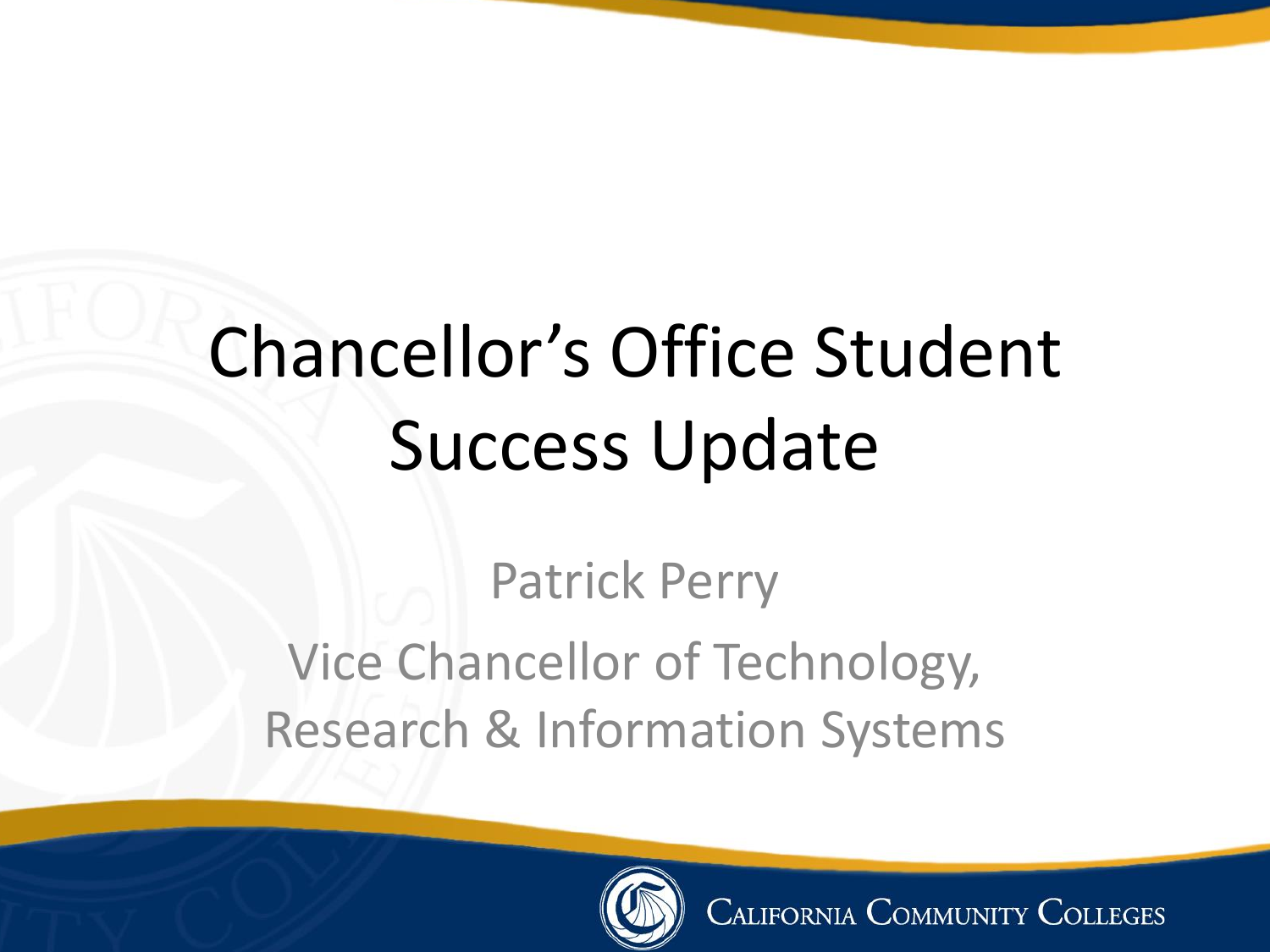# Chancellor's Office Student Success Update

Patrick Perry

Vice Chancellor of Technology, Research & Information Systems

California Community Colleges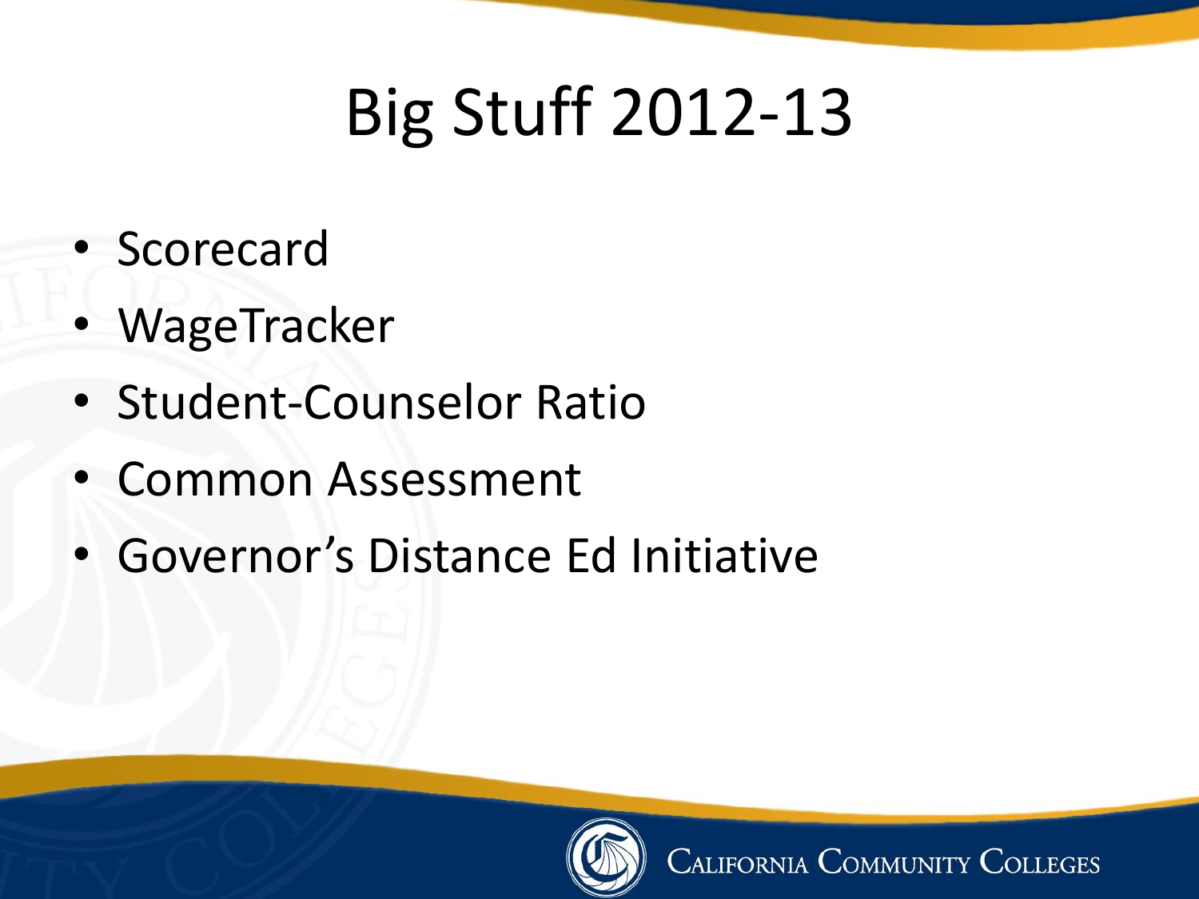# Big Stuff 2012-13

- Scorecard
- WageTracker
- Student-Counselor Ratio
- Common Assessment
- Governor's Distance Ed Initiative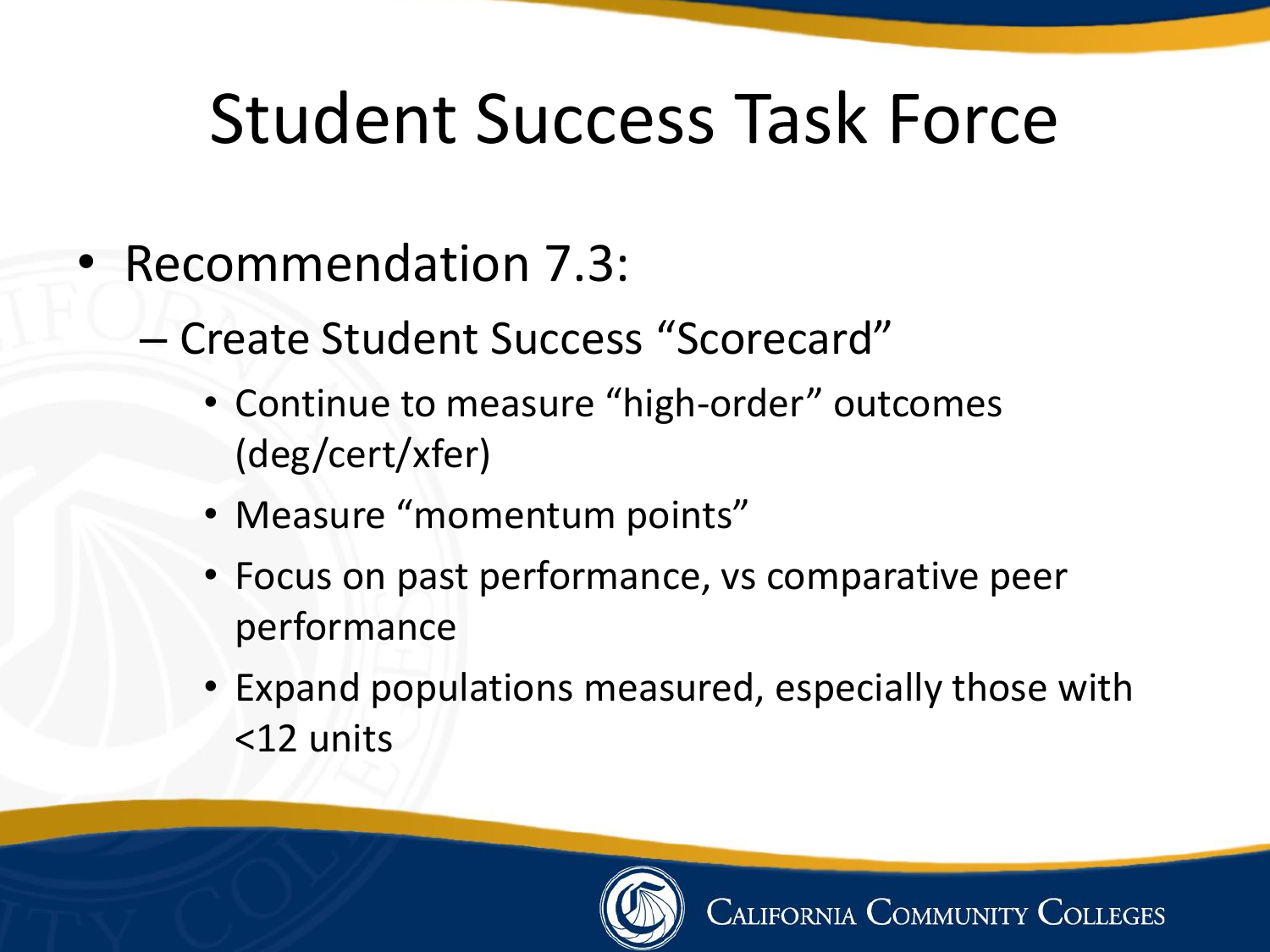# Student Success Task Force

- Recommendation 7.3:
  - Create Student Success "Scorecard"
    - Continue to measure "high-order" outcomes (deg/cert/xfer)
    - Measure "momentum points"
    - Focus on past performance, vs comparative peer performance
    - Expand populations measured, especially those with <12 units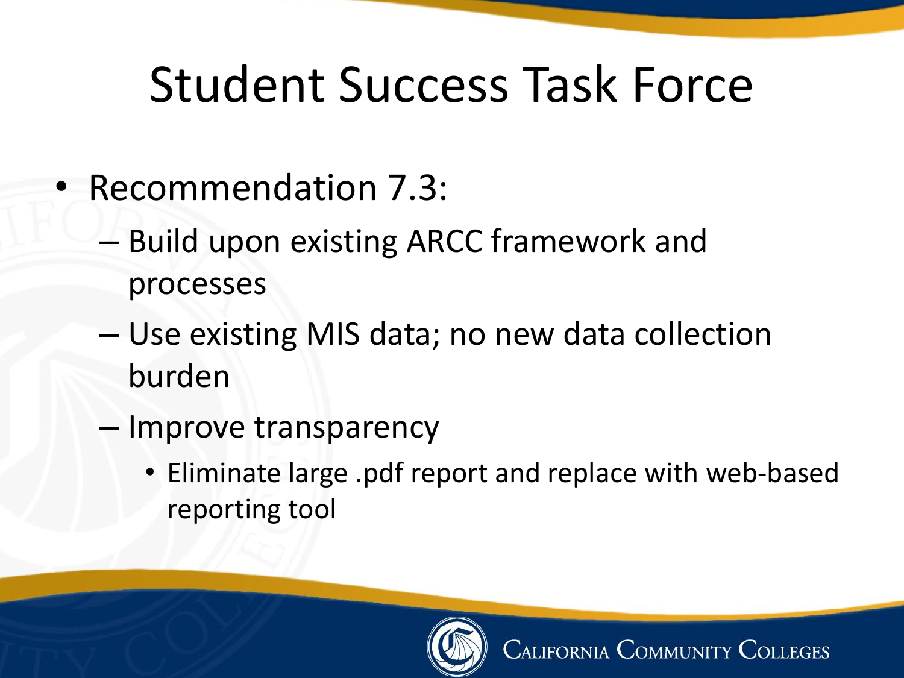# Student Success Task Force

- Recommendation 7.3:
  - Build upon existing ARCC framework and processes
  - Use existing MIS data; no new data collection burden
  - Improve transparency
    - Eliminate large .pdf report and replace with web-based reporting tool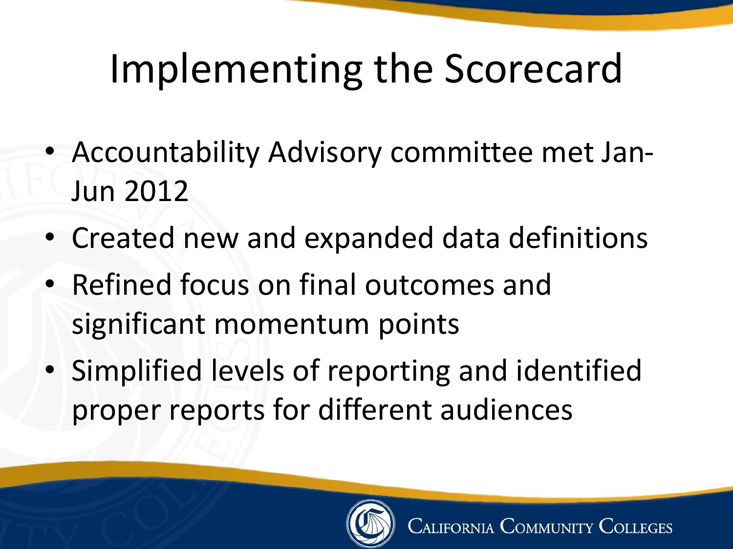# Implementing the Scorecard

- Accountability Advisory committee met Jan-Jun 2012
- Created new and expanded data definitions
- Refined focus on final outcomes and significant momentum points
- Simplified levels of reporting and identified proper reports for different audiences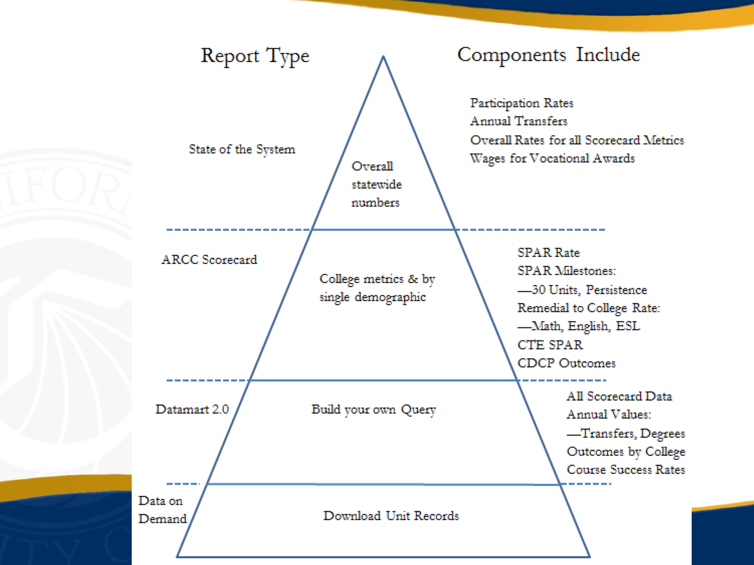| Report Type | Pyramid Level | Components Include |
| --- | --- | --- |
| State of the System | Overall statewide numbers | Participation Rates<br>Annual Transfers<br>Overall Rates for all Scorecard Metrics<br>Wages for Vocational Awards |
| ARCC Scorecard | College metrics & by single demographic | SPAR Rate<br>SPAR Milestones:<br>—30 Units, Persistence<br>Remedial to College Rate:<br>—Math, English, ESL<br>CTE SPAR<br>CDCP Outcomes |
| Datamart 2.0 | Build your own Query | All Scorecard Data<br>Annual Values:<br>—Transfers, Degrees<br>Outcomes by College<br>Course Success Rates |
| Data on Demand | Download Unit Records | |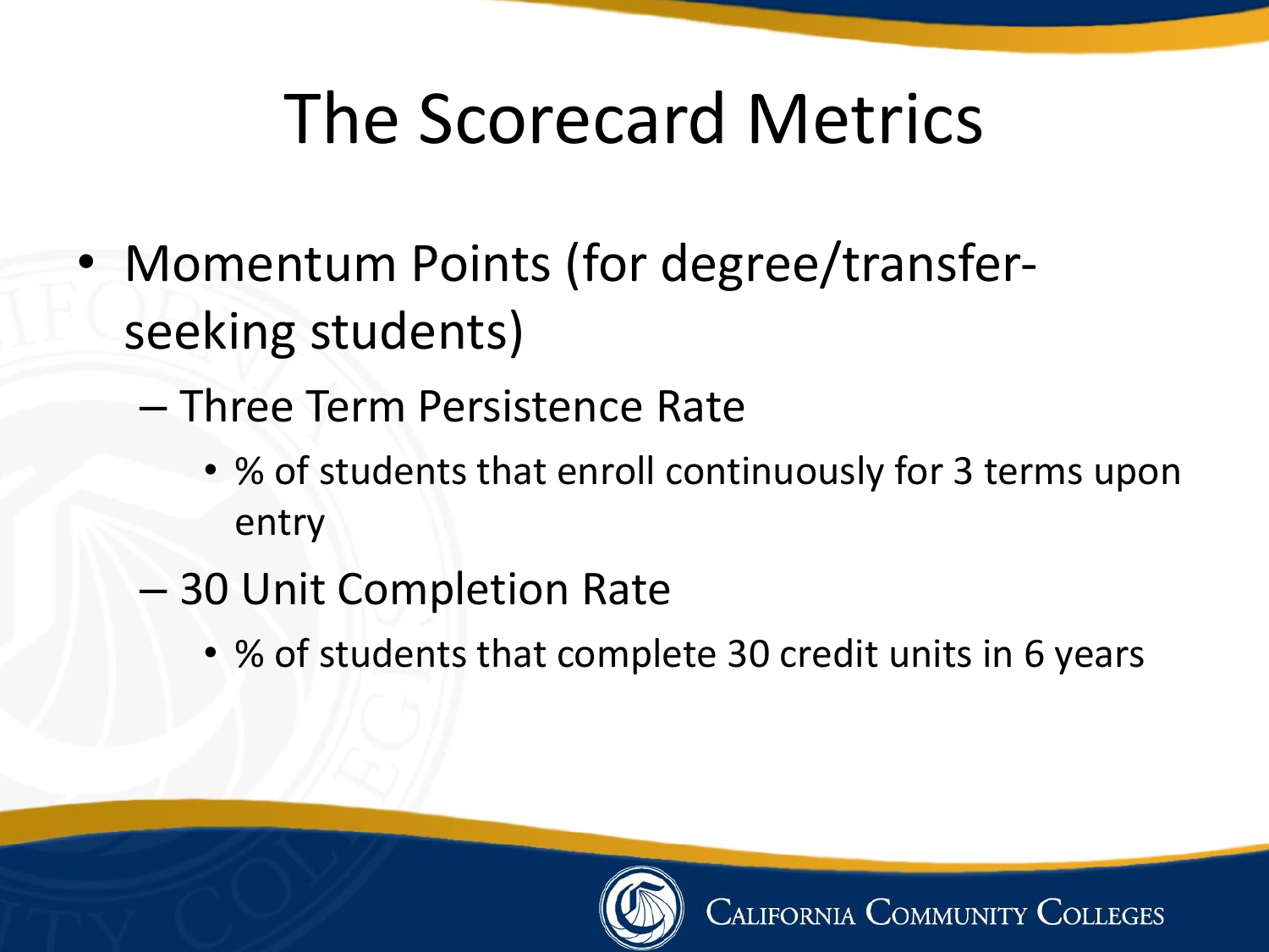# The Scorecard Metrics

- Momentum Points (for degree/transfer-seeking students)
  - Three Term Persistence Rate
    - % of students that enroll continuously for 3 terms upon entry
  - 30 Unit Completion Rate
    - % of students that complete 30 credit units in 6 years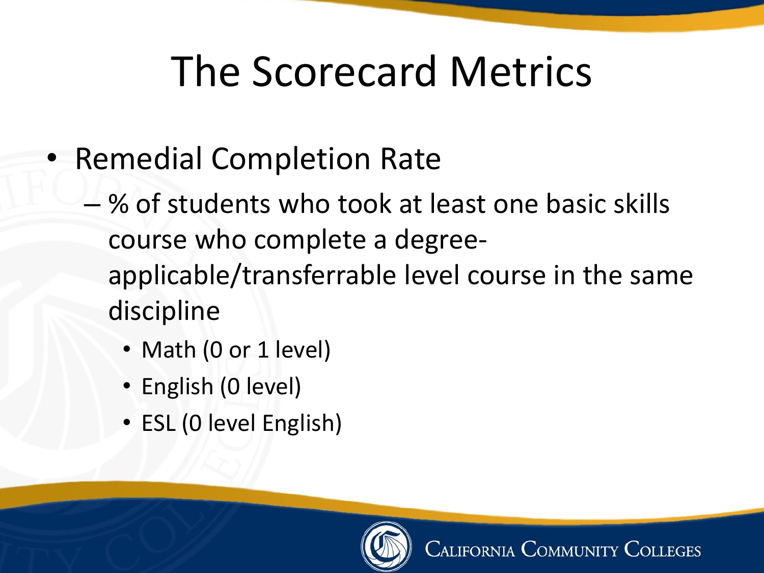# The Scorecard Metrics

- Remedial Completion Rate
  - % of students who took at least one basic skills course who complete a degree-applicable/transferrable level course in the same discipline
    - Math (0 or 1 level)
    - English (0 level)
    - ESL (0 level English)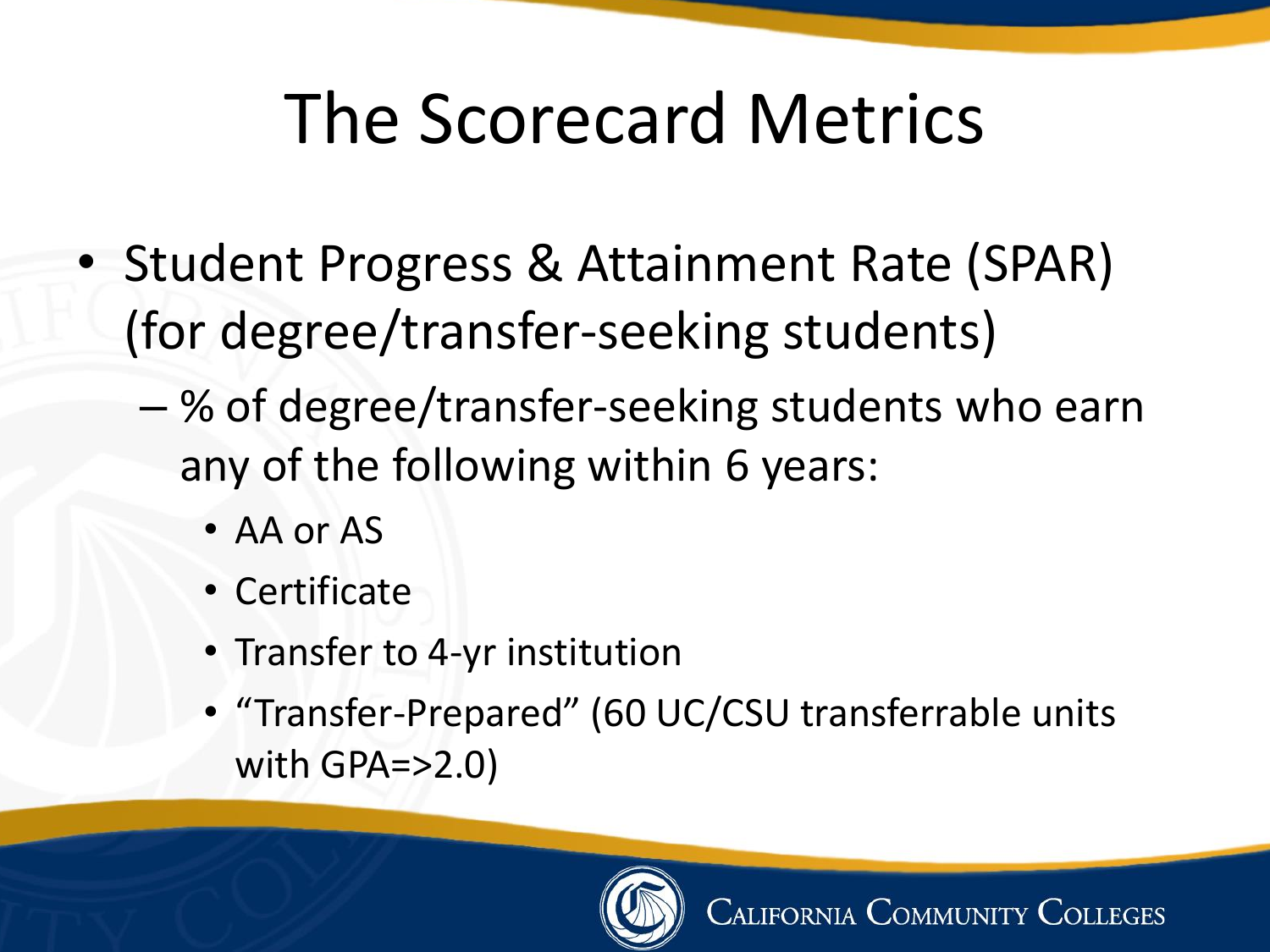# The Scorecard Metrics

- Student Progress & Attainment Rate (SPAR) (for degree/transfer-seeking students)
  - % of degree/transfer-seeking students who earn any of the following within 6 years:
    - AA or AS
    - Certificate
    - Transfer to 4-yr institution
    - "Transfer-Prepared" (60 UC/CSU transferrable units with GPA=>2.0)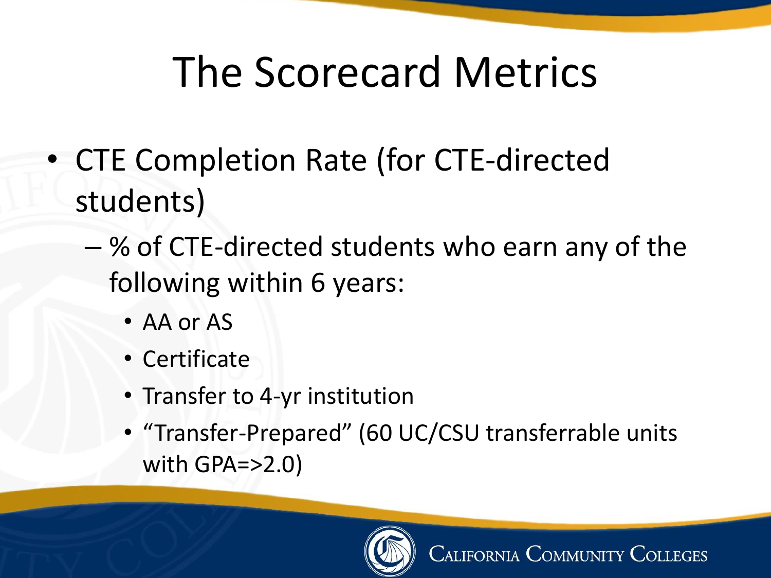# The Scorecard Metrics

- CTE Completion Rate (for CTE-directed students)
  - % of CTE-directed students who earn any of the following within 6 years:
    - AA or AS
    - Certificate
    - Transfer to 4-yr institution
    - "Transfer-Prepared" (60 UC/CSU transferrable units with GPA=>2.0)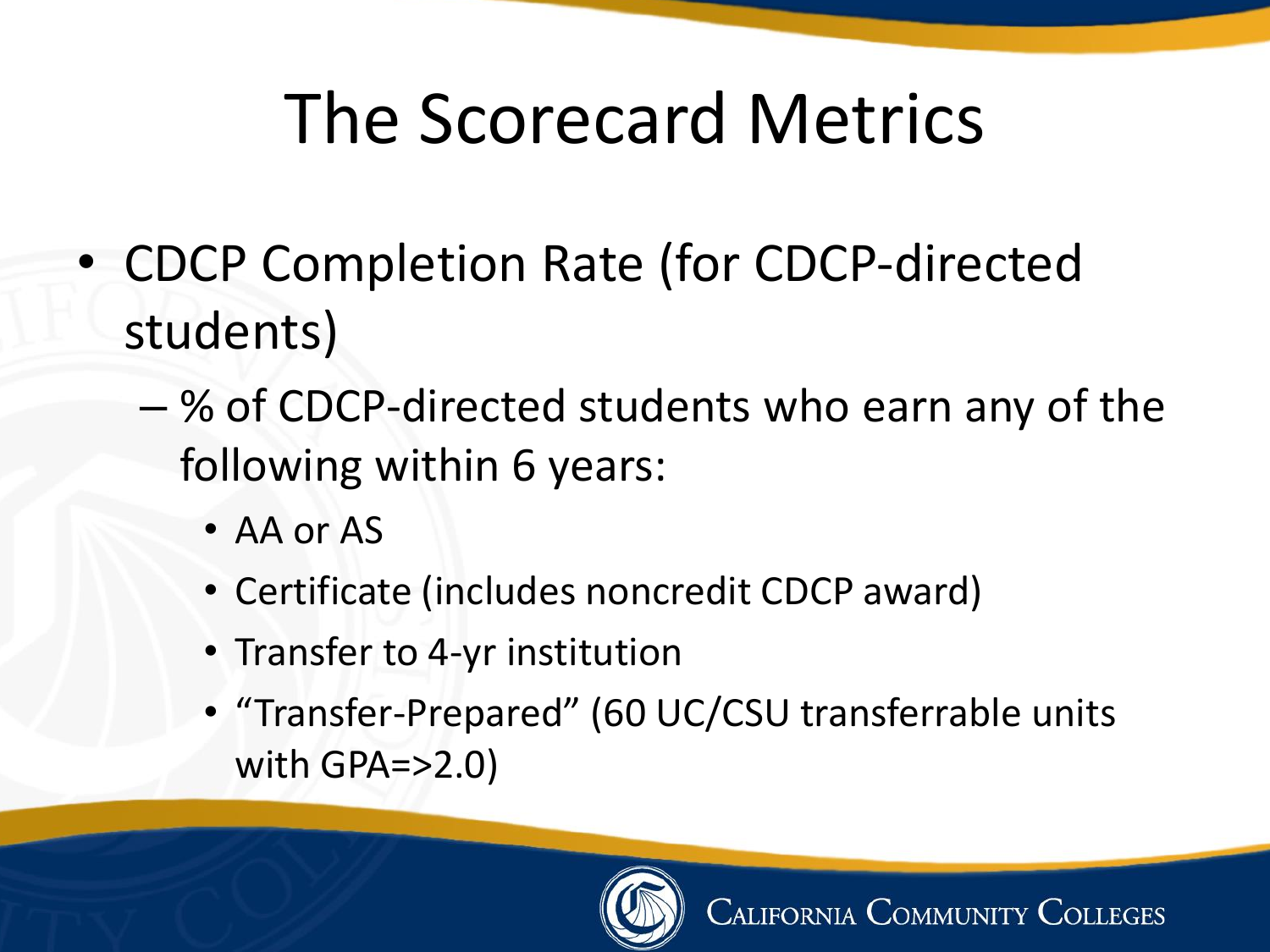# The Scorecard Metrics

- CDCP Completion Rate (for CDCP-directed students)
  - % of CDCP-directed students who earn any of the following within 6 years:
    - AA or AS
    - Certificate (includes noncredit CDCP award)
    - Transfer to 4-yr institution
    - "Transfer-Prepared" (60 UC/CSU transferrable units with GPA=>2.0)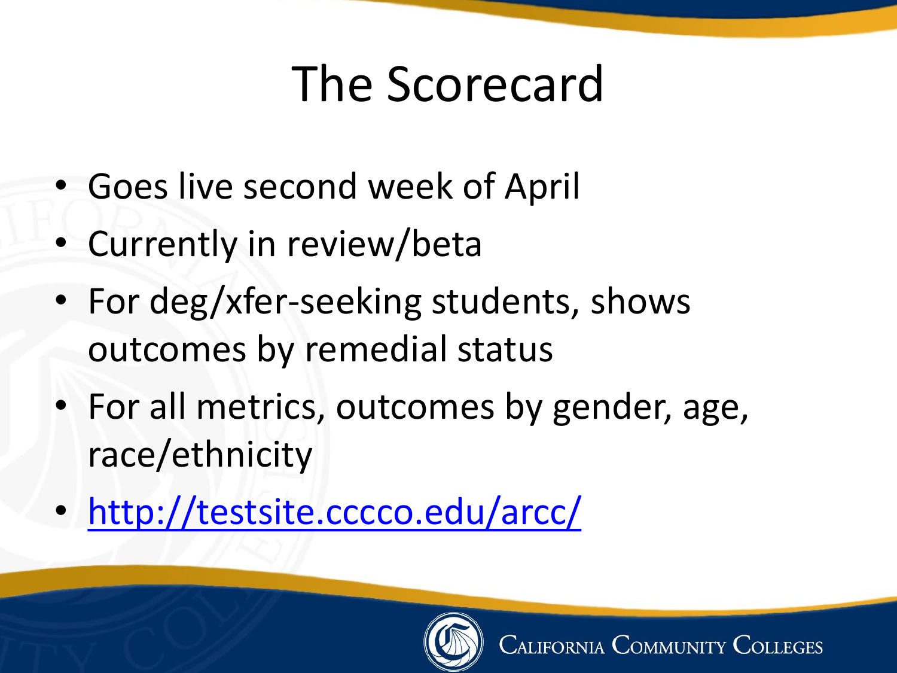# The Scorecard

- Goes live second week of April
- Currently in review/beta
- For deg/xfer-seeking students, shows outcomes by remedial status
- For all metrics, outcomes by gender, age, race/ethnicity
- http://testsite.cccco.edu/arcc/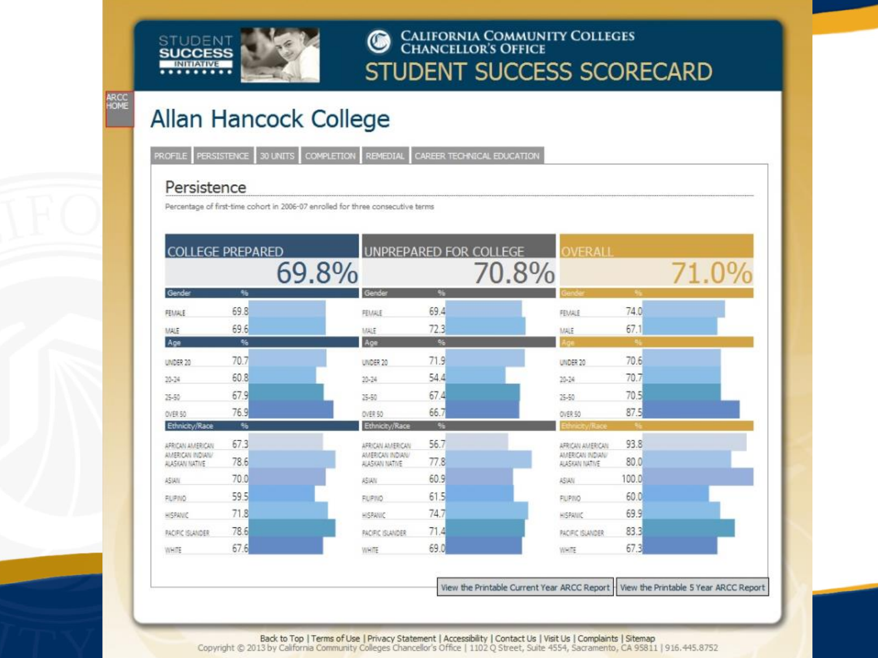STUDENT SUCCESS INITIATIVE

CALIFORNIA COMMUNITY COLLEGES CHANCELLOR'S OFFICE

# STUDENT SUCCESS SCORECARD

ARCC HOME

## Allan Hancock College

PROFILE | PERSISTENCE | 30 UNITS | COMPLETION | REMEDIAL | CAREER TECHNICAL EDUCATION

### Persistence

Percentage of first-time cohort in 2006-07 enrolled for three consecutive terms

| | COLLEGE PREPARED | UNPREPARED FOR COLLEGE | OVERALL |
|---|---|---|---|
| | 69.8% | 70.8% | 71.0% |
| **Gender** | **%** | **%** | **%** |
| FEMALE | 69.8 | 69.4 | 74.0 |
| MALE | 69.6 | 72.3 | 67.1 |
| **Age** | **%** | **%** | **%** |
| UNDER 20 | 70.7 | 71.9 | 70.6 |
| 20-24 | 60.8 | 54.4 | 70.7 |
| 25-50 | 67.9 | 67.4 | 70.5 |
| OVER 50 | 76.9 | 66.7 | 87.5 |
| **Ethnicity/Race** | **%** | **%** | **%** |
| AFRICAN AMERICAN | 67.3 | 56.7 | 93.8 |
| AMERICAN INDIAN/ ALASKAN NATIVE | 78.6 | 77.8 | 80.0 |
| ASIAN | 70.0 | 60.9 | 100.0 |
| FILIPINO | 59.5 | 61.5 | 60.0 |
| HISPANIC | 71.8 | 74.7 | 69.9 |
| PACIFIC ISLANDER | 78.6 | 71.4 | 83.3 |
| WHITE | 67.6 | 69.0 | 67.3 |

View the Printable Current Year ARCC Report | View the Printable 5 Year ARCC Report

Back to Top | Terms of Use | Privacy Statement | Accessibility | Contact Us | Visit Us | Complaints | Sitemap
Copyright © 2013 by California Community Colleges Chancellor's Office | 1102 Q Street, Suite 4554, Sacramento, CA 95811 | 916.445.8752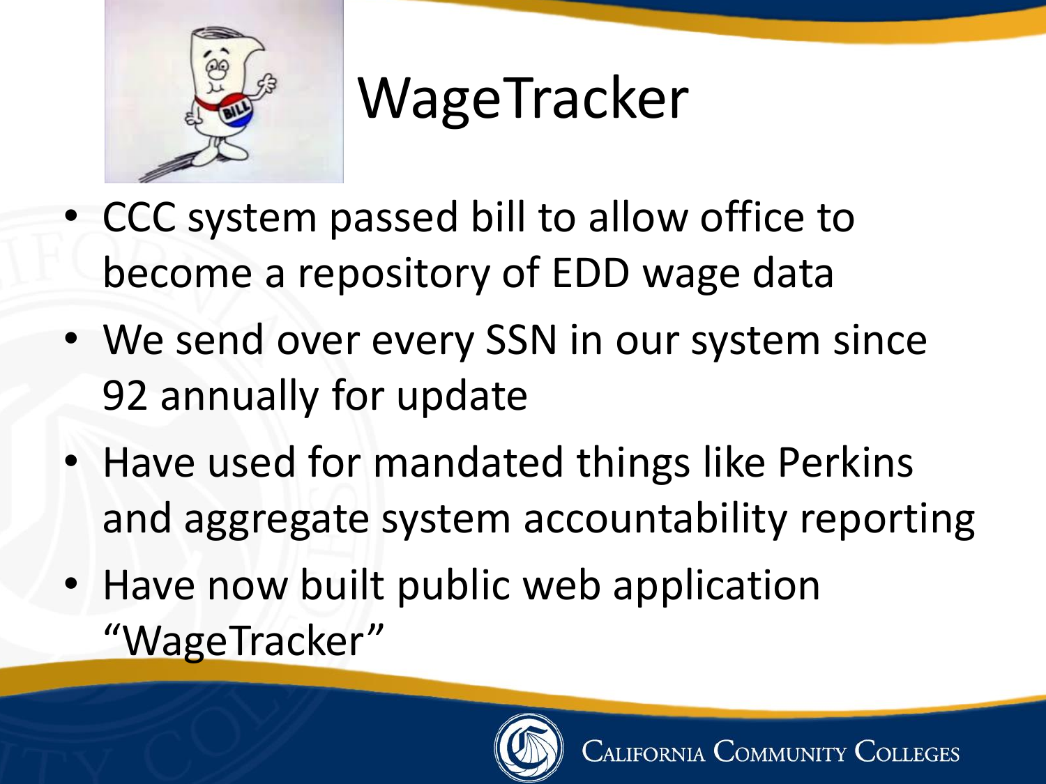# WageTracker

- CCC system passed bill to allow office to become a repository of EDD wage data
- We send over every SSN in our system since 92 annually for update
- Have used for mandated things like Perkins and aggregate system accountability reporting
- Have now built public web application "WageTracker"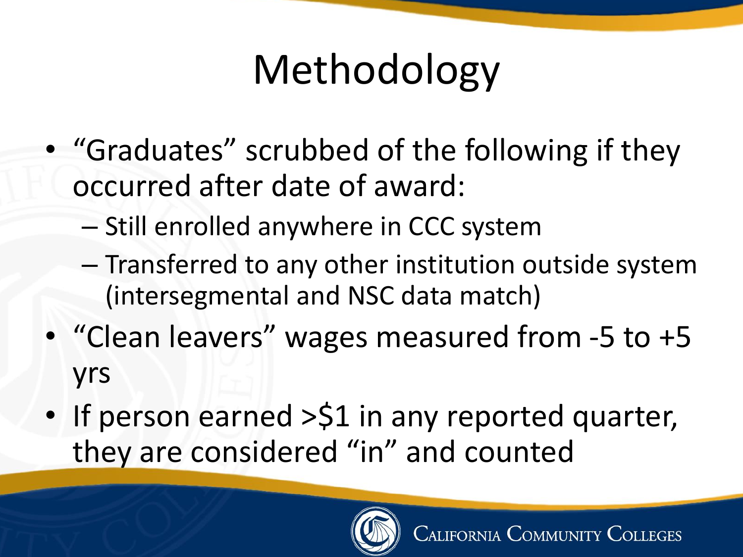# Methodology

- "Graduates" scrubbed of the following if they occurred after date of award:
  - Still enrolled anywhere in CCC system
  - Transferred to any other institution outside system (intersegmental and NSC data match)
- "Clean leavers" wages measured from -5 to +5 yrs
- If person earned >$1 in any reported quarter, they are considered "in" and counted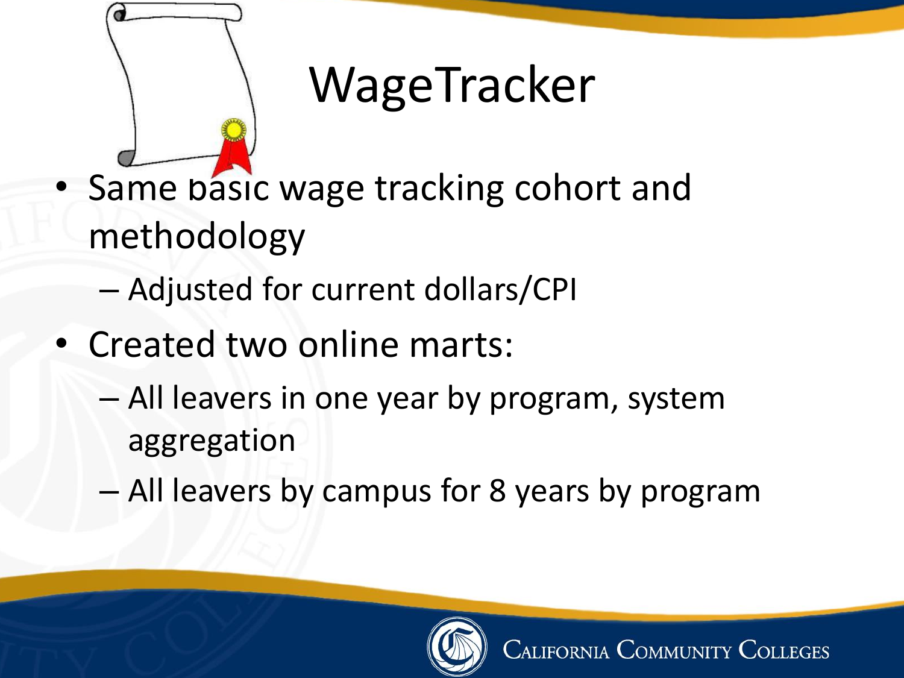# WageTracker

- Same basic wage tracking cohort and methodology
  - Adjusted for current dollars/CPI
- Created two online marts:
  - All leavers in one year by program, system aggregation
  - All leavers by campus for 8 years by program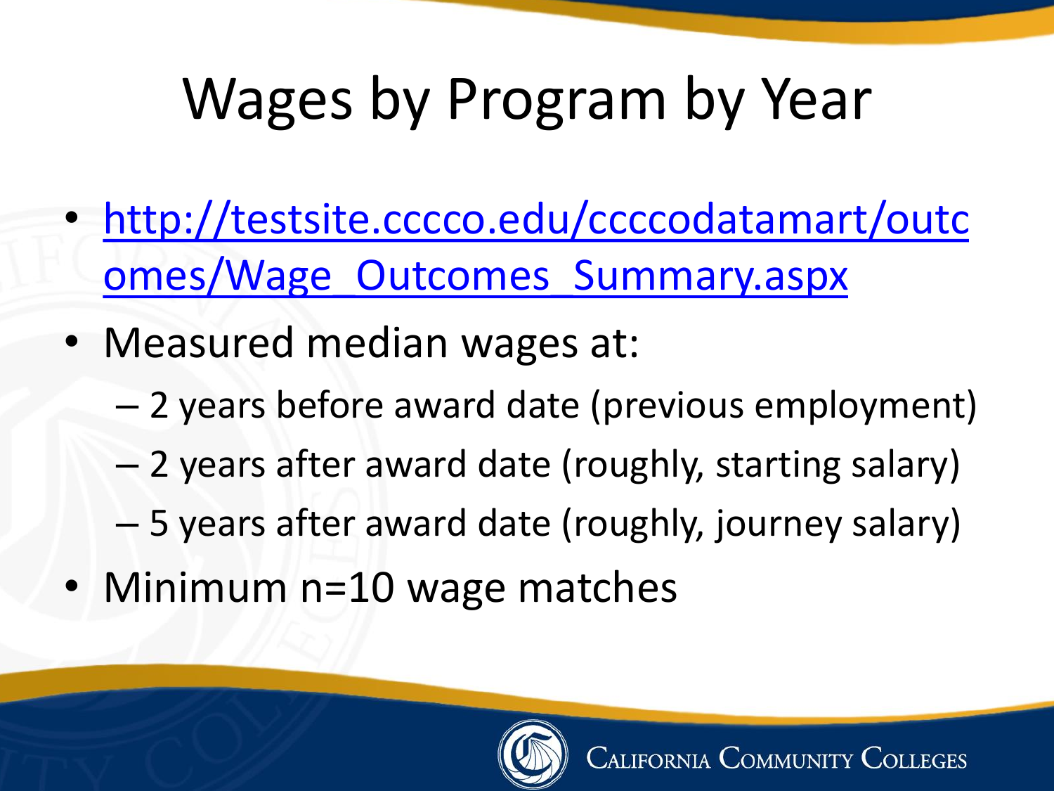# Wages by Program by Year

- [http://testsite.cccco.edu/ccccodatamart/outcomes/Wage_Outcomes_Summary.aspx](http://testsite.cccco.edu/ccccodatamart/outcomes/Wage_Outcomes_Summary.aspx)
- Measured median wages at:
  - 2 years before award date (previous employment)
  - 2 years after award date (roughly, starting salary)
  - 5 years after award date (roughly, journey salary)
- Minimum n=10 wage matches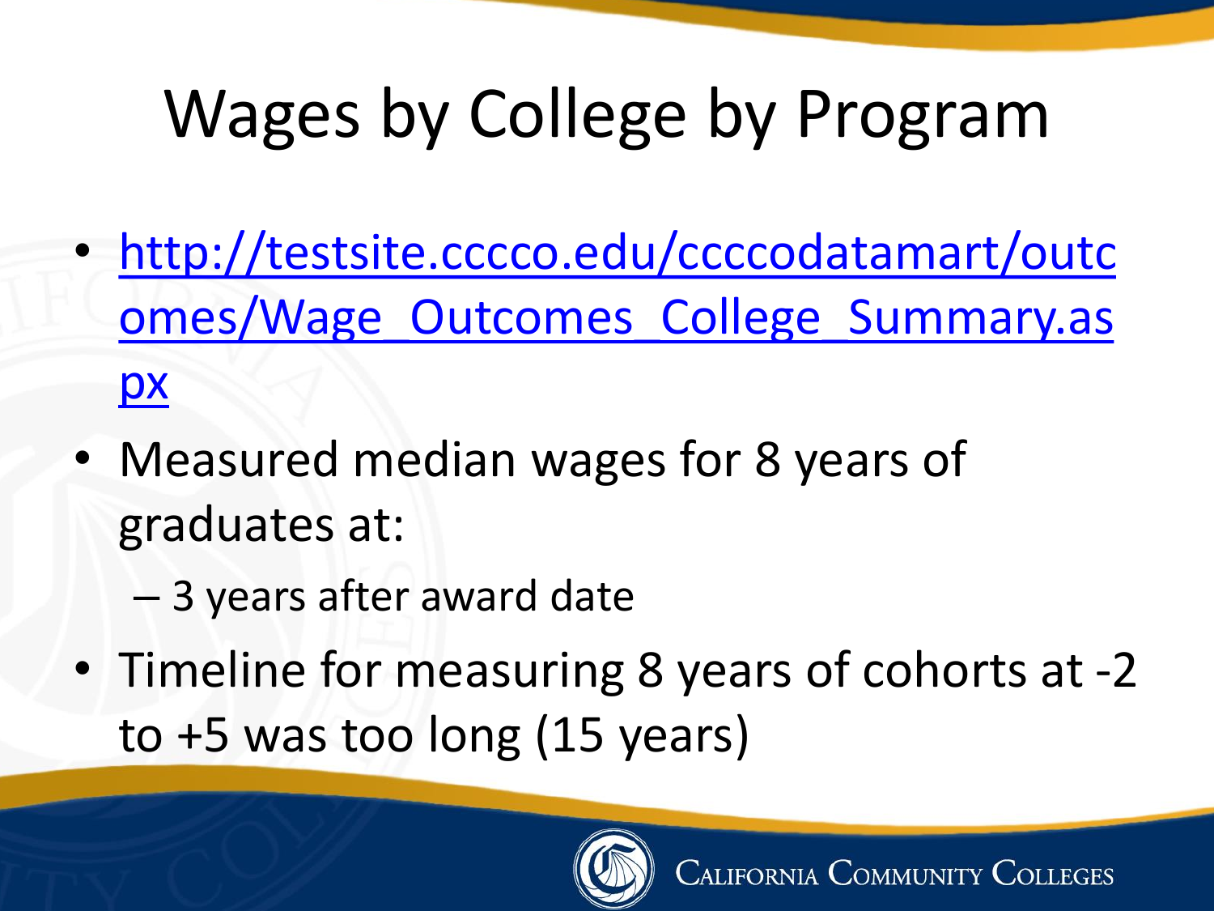# Wages by College by Program

- http://testsite.cccco.edu/ccccodatamart/outcomes/Wage_Outcomes_College_Summary.aspx
- Measured median wages for 8 years of graduates at:
  - 3 years after award date
- Timeline for measuring 8 years of cohorts at -2 to +5 was too long (15 years)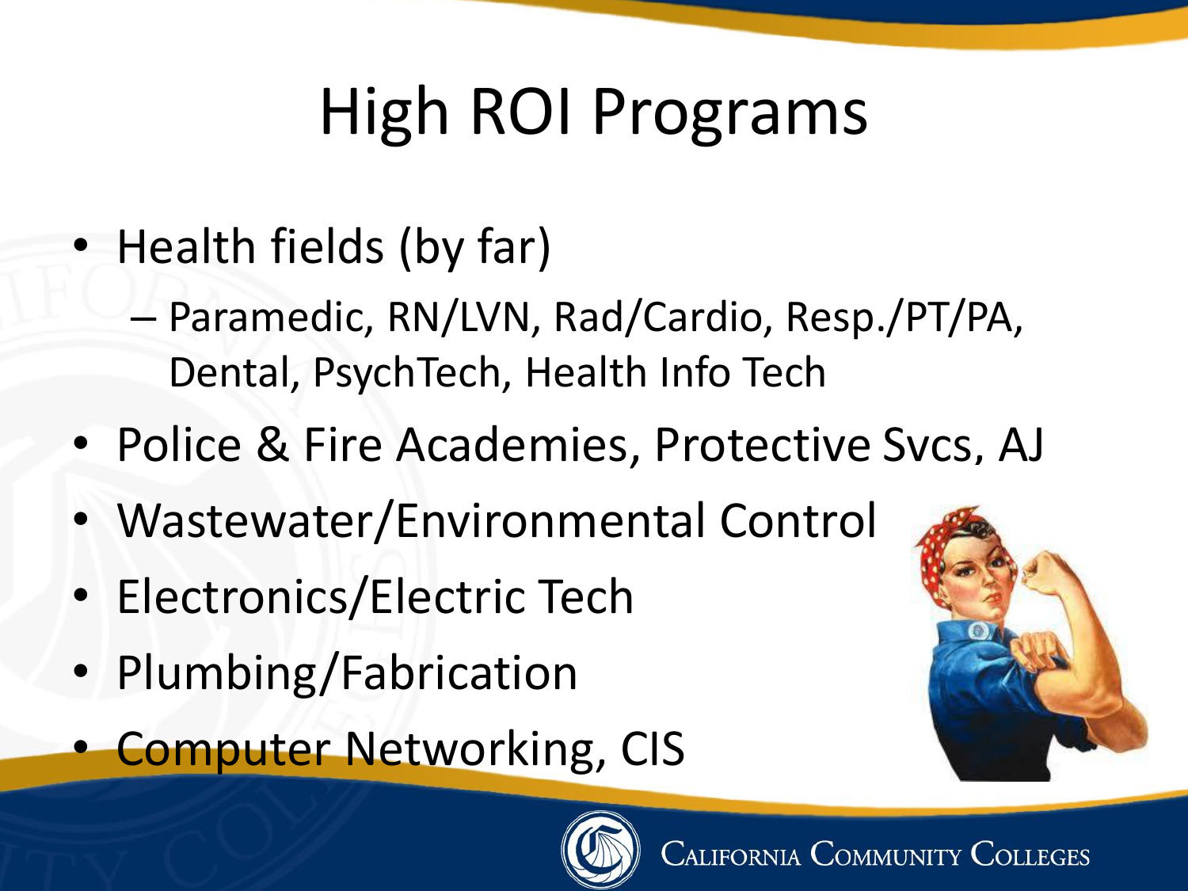# High ROI Programs

- Health fields (by far)
  - Paramedic, RN/LVN, Rad/Cardio, Resp./PT/PA, Dental, PsychTech, Health Info Tech
- Police & Fire Academies, Protective Svcs, AJ
- Wastewater/Environmental Control
- Electronics/Electric Tech
- Plumbing/Fabrication
- Computer Networking, CIS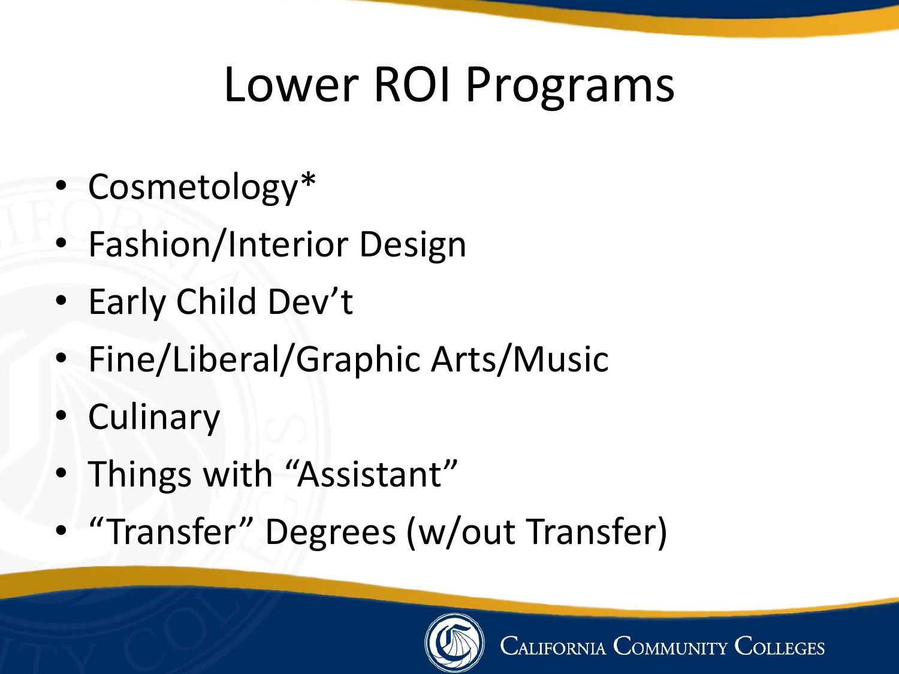# Lower ROI Programs

- Cosmetology*
- Fashion/Interior Design
- Early Child Dev't
- Fine/Liberal/Graphic Arts/Music
- Culinary
- Things with "Assistant"
- "Transfer" Degrees (w/out Transfer)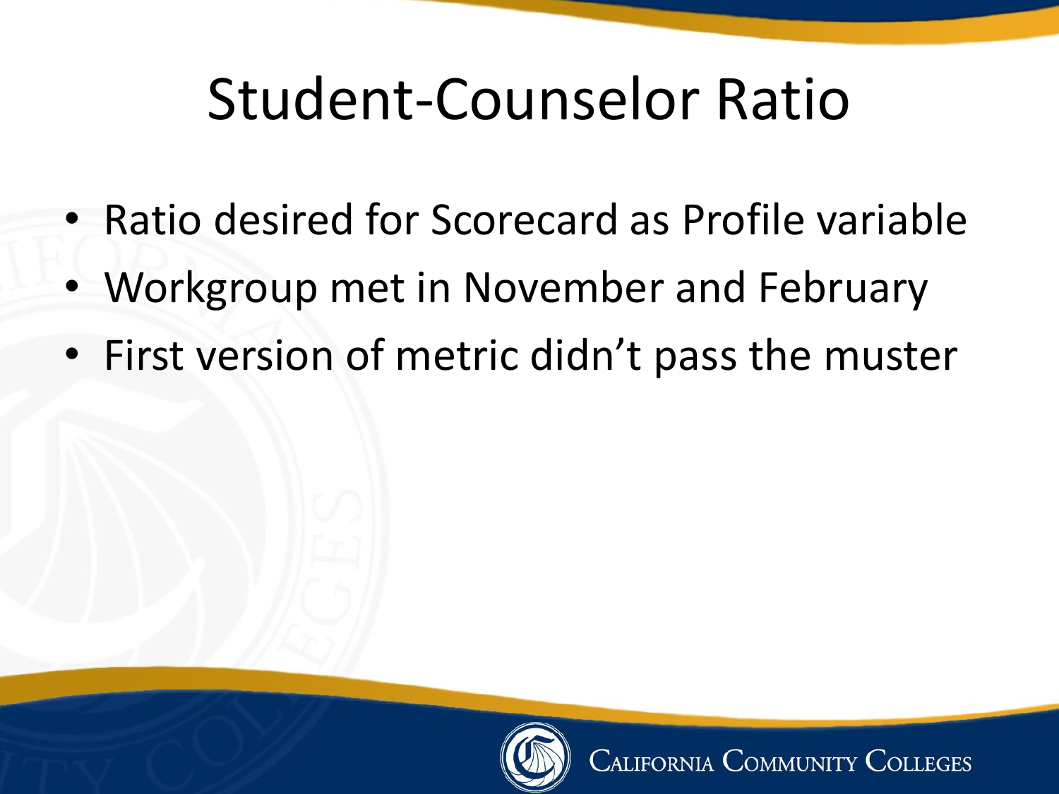# Student-Counselor Ratio

- Ratio desired for Scorecard as Profile variable
- Workgroup met in November and February
- First version of metric didn't pass the muster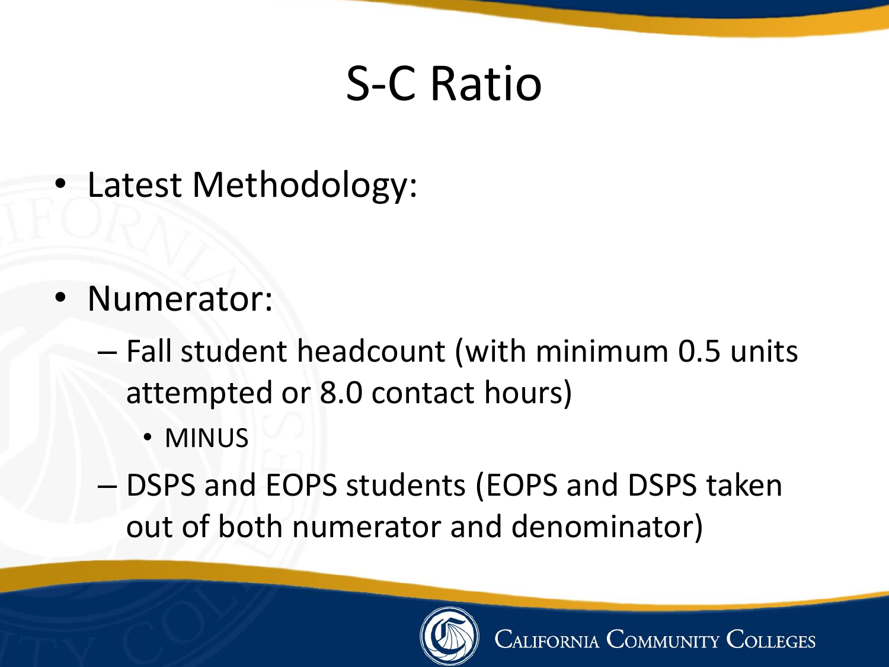# S-C Ratio

- Latest Methodology:
- Numerator:
  - Fall student headcount (with minimum 0.5 units attempted or 8.0 contact hours)
    - MINUS
  - DSPS and EOPS students (EOPS and DSPS taken out of both numerator and denominator)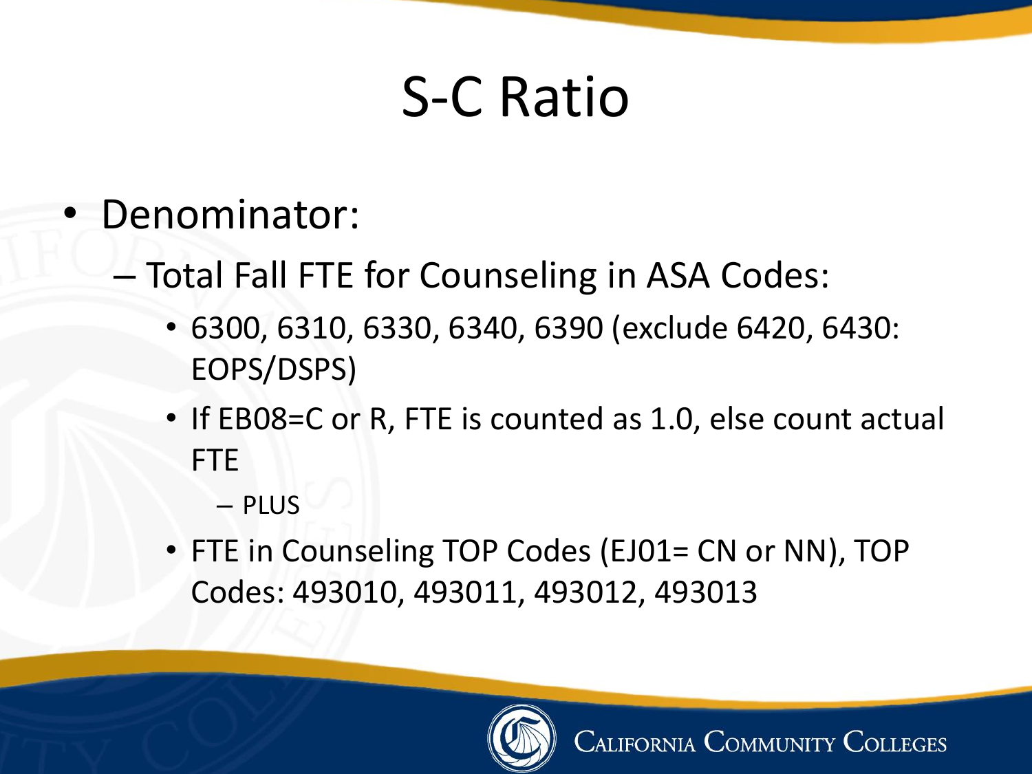# S-C Ratio

- Denominator:
  - Total Fall FTE for Counseling in ASA Codes:
    - 6300, 6310, 6330, 6340, 6390 (exclude 6420, 6430: EOPS/DSPS)
    - If EB08=C or R, FTE is counted as 1.0, else count actual FTE
      - PLUS
    - FTE in Counseling TOP Codes (EJ01= CN or NN), TOP Codes: 493010, 493011, 493012, 493013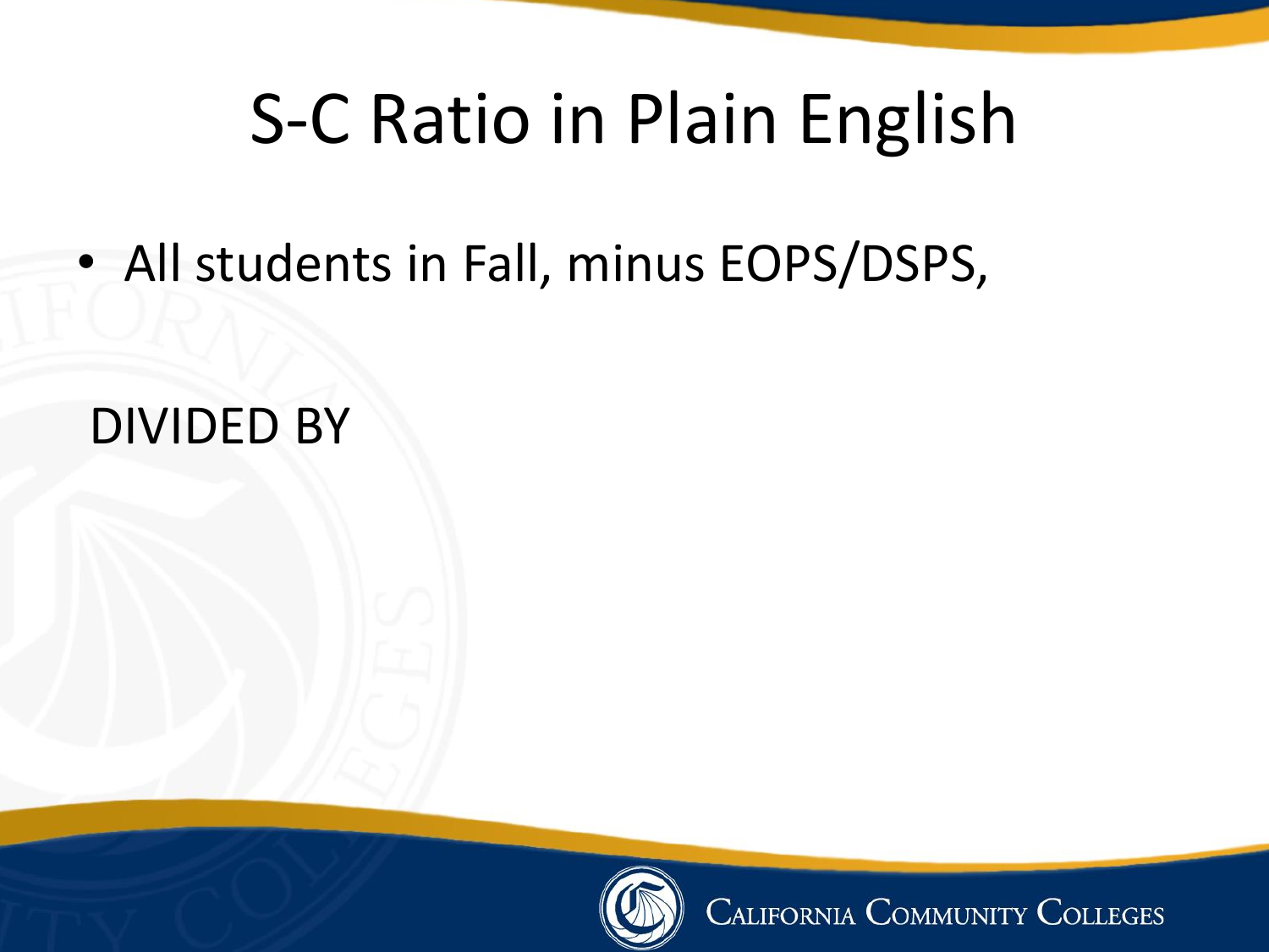# S-C Ratio in Plain English

- All students in Fall, minus EOPS/DSPS,

DIVIDED BY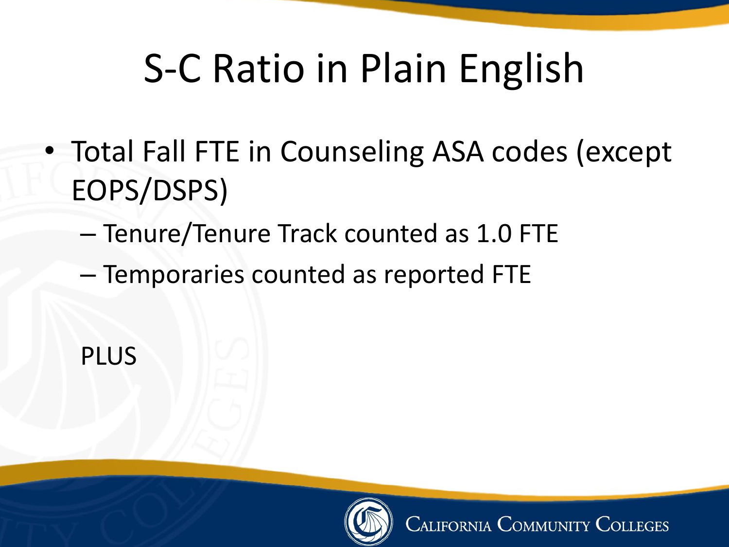# S-C Ratio in Plain English

- Total Fall FTE in Counseling ASA codes (except EOPS/DSPS)
  - Tenure/Tenure Track counted as 1.0 FTE
  - Temporaries counted as reported FTE

PLUS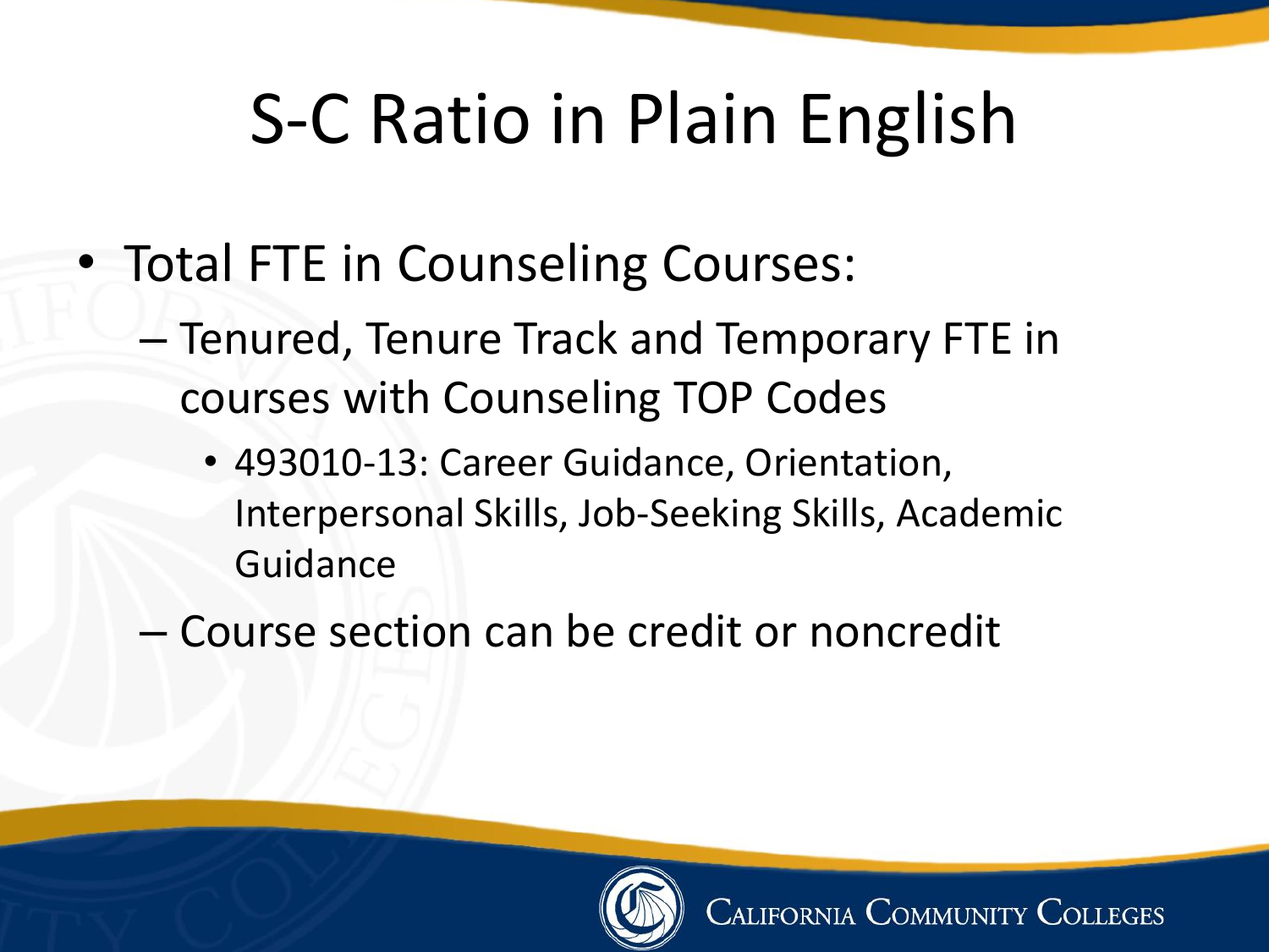# S-C Ratio in Plain English

- Total FTE in Counseling Courses:
  - Tenured, Tenure Track and Temporary FTE in courses with Counseling TOP Codes
    - 493010-13: Career Guidance, Orientation, Interpersonal Skills, Job-Seeking Skills, Academic Guidance
  - Course section can be credit or noncredit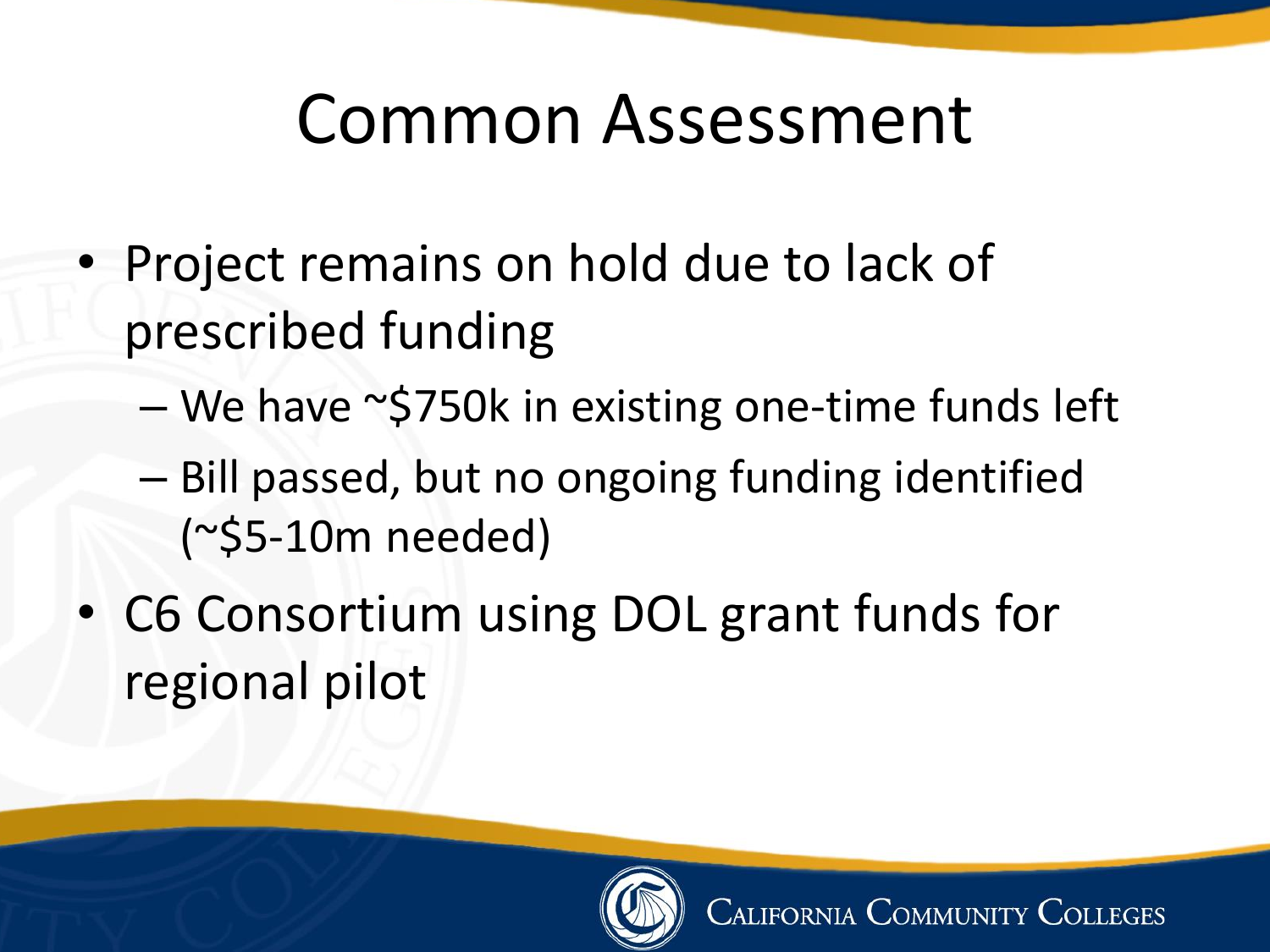# Common Assessment

- Project remains on hold due to lack of prescribed funding
  - We have ~$750k in existing one-time funds left
  - Bill passed, but no ongoing funding identified (~$5-10m needed)
- C6 Consortium using DOL grant funds for regional pilot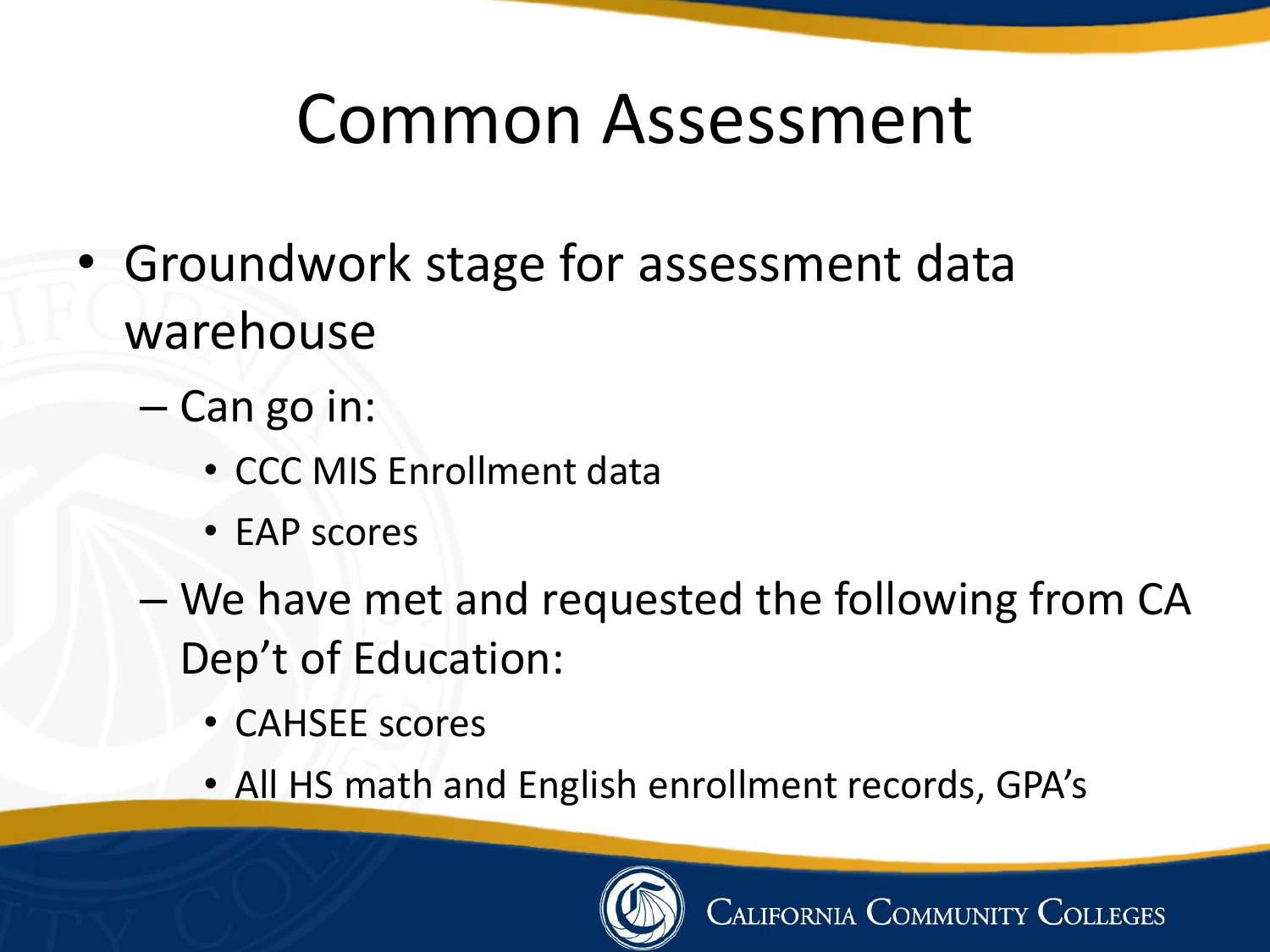# Common Assessment

- Groundwork stage for assessment data warehouse
  - Can go in:
    - CCC MIS Enrollment data
    - EAP scores
  - We have met and requested the following from CA Dep't of Education:
    - CAHSEE scores
    - All HS math and English enrollment records, GPA's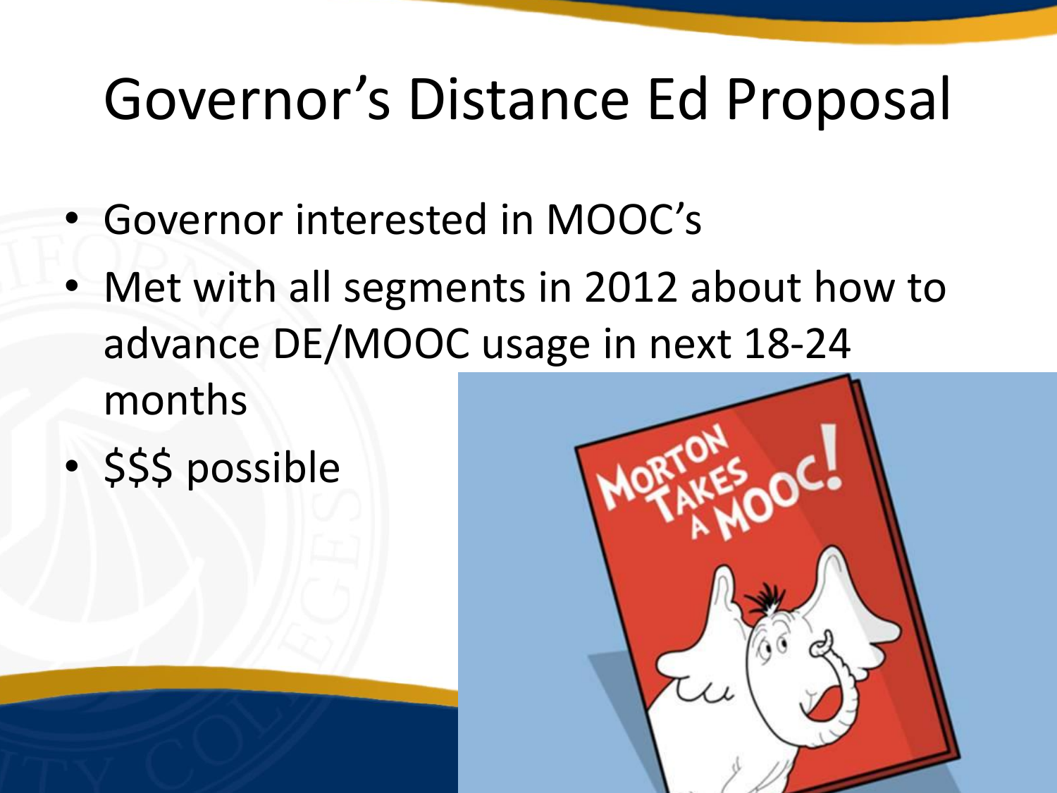# Governor's Distance Ed Proposal

- Governor interested in MOOC's
- Met with all segments in 2012 about how to advance DE/MOOC usage in next 18-24 months
- $$$ possible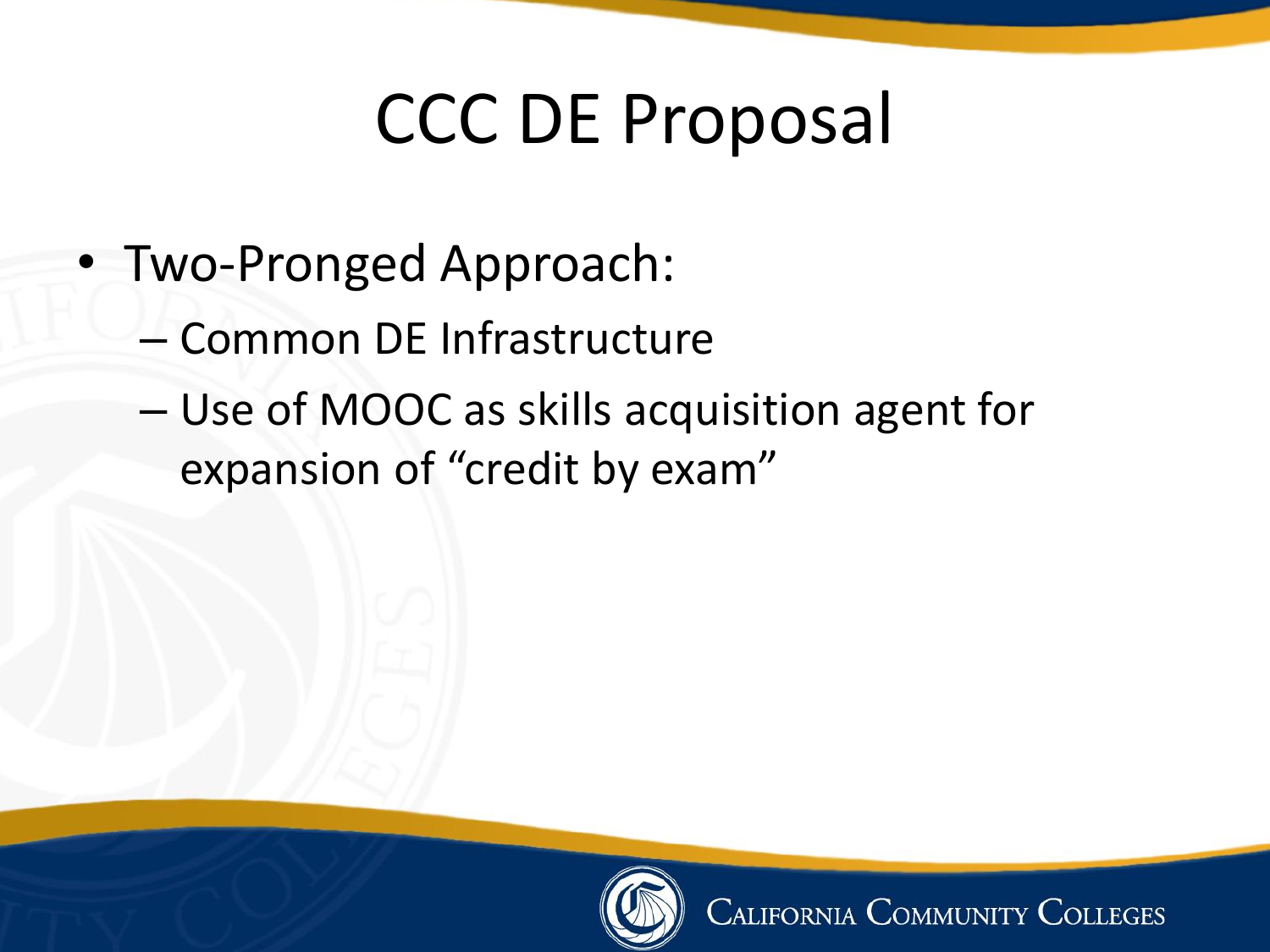# CCC DE Proposal

- Two-Pronged Approach:
  - Common DE Infrastructure
  - Use of MOOC as skills acquisition agent for expansion of "credit by exam"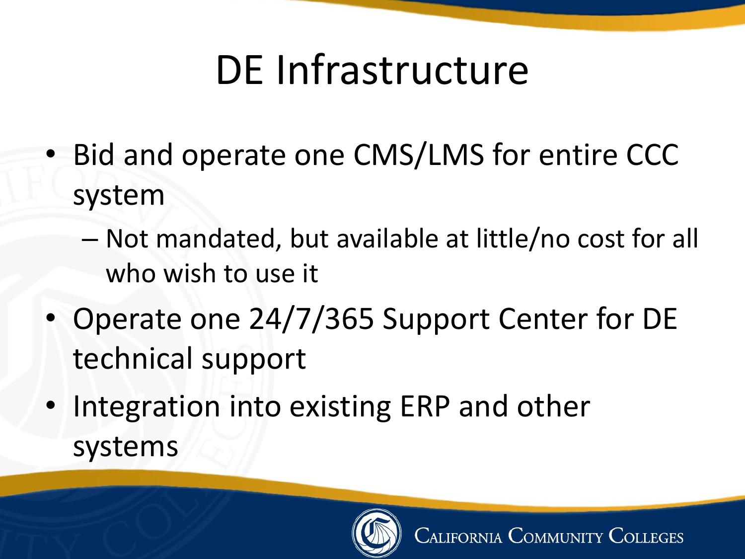# DE Infrastructure

- Bid and operate one CMS/LMS for entire CCC system
  - Not mandated, but available at little/no cost for all who wish to use it
- Operate one 24/7/365 Support Center for DE technical support
- Integration into existing ERP and other systems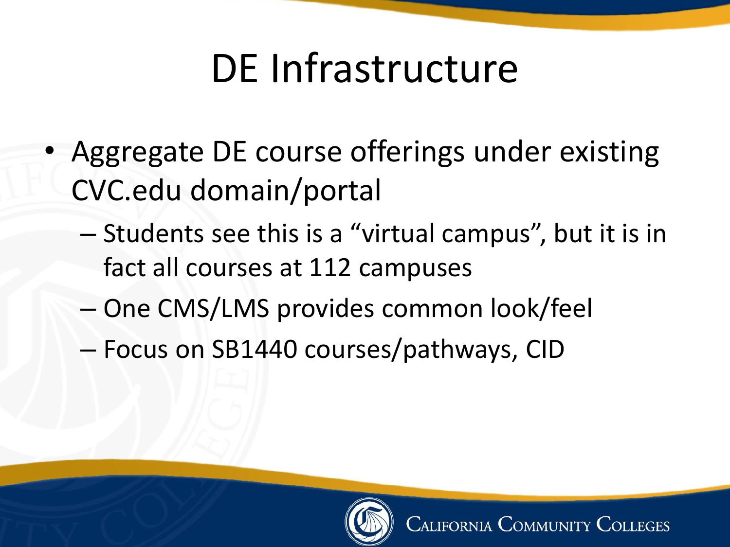# DE Infrastructure

- Aggregate DE course offerings under existing CVC.edu domain/portal
  - Students see this is a “virtual campus”, but it is in fact all courses at 112 campuses
  - One CMS/LMS provides common look/feel
  - Focus on SB1440 courses/pathways, CID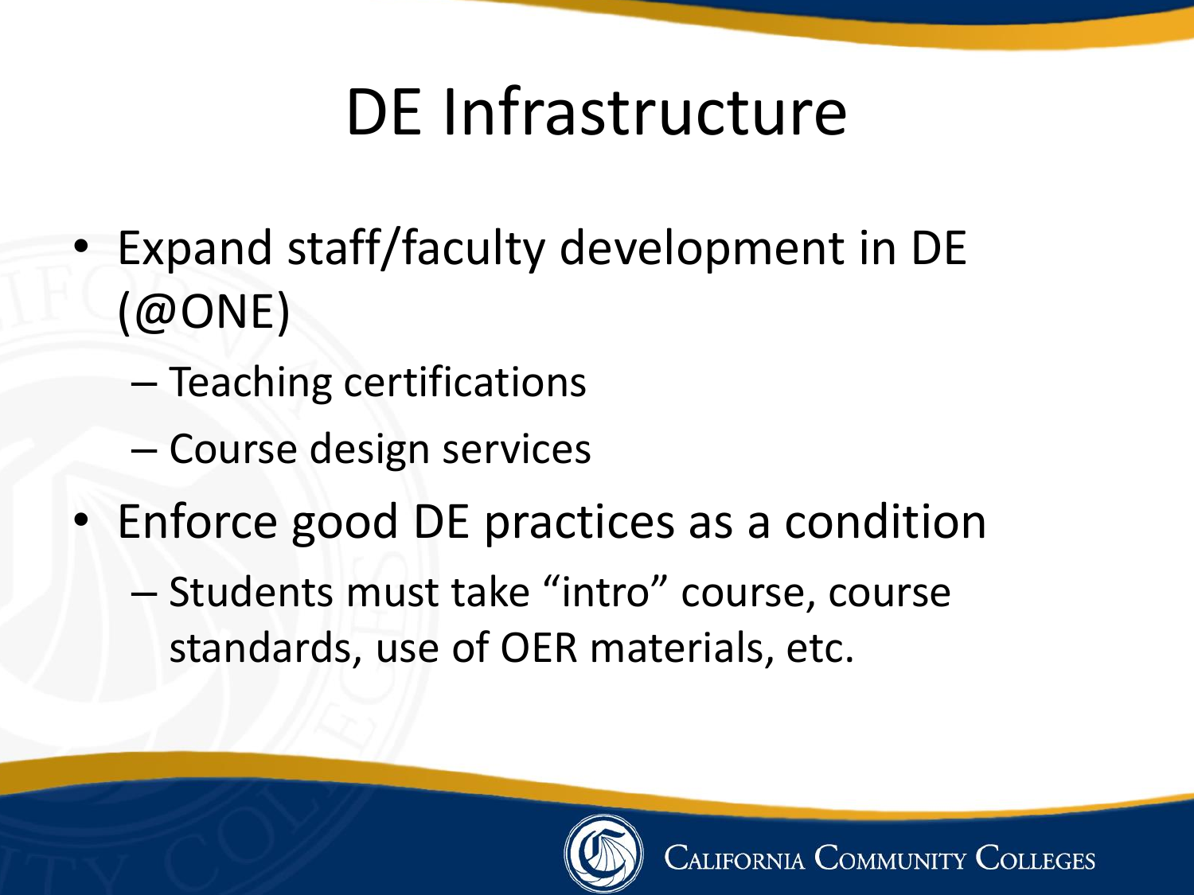# DE Infrastructure

- Expand staff/faculty development in DE (@ONE)
  - Teaching certifications
  - Course design services
- Enforce good DE practices as a condition
  - Students must take "intro" course, course standards, use of OER materials, etc.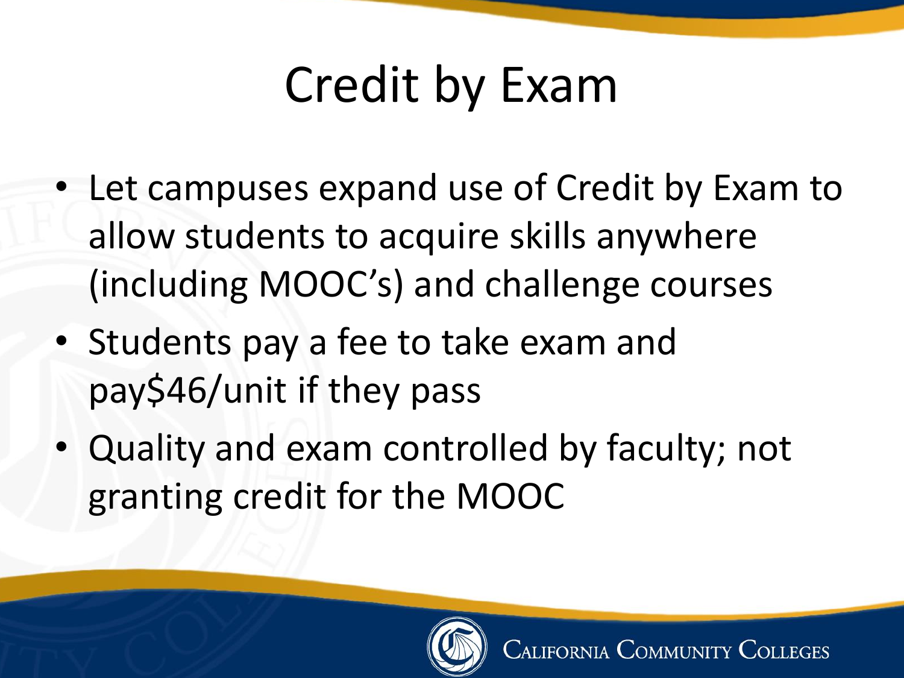# Credit by Exam

- Let campuses expand use of Credit by Exam to allow students to acquire skills anywhere (including MOOC's) and challenge courses
- Students pay a fee to take exam and pay$46/unit if they pass
- Quality and exam controlled by faculty; not granting credit for the MOOC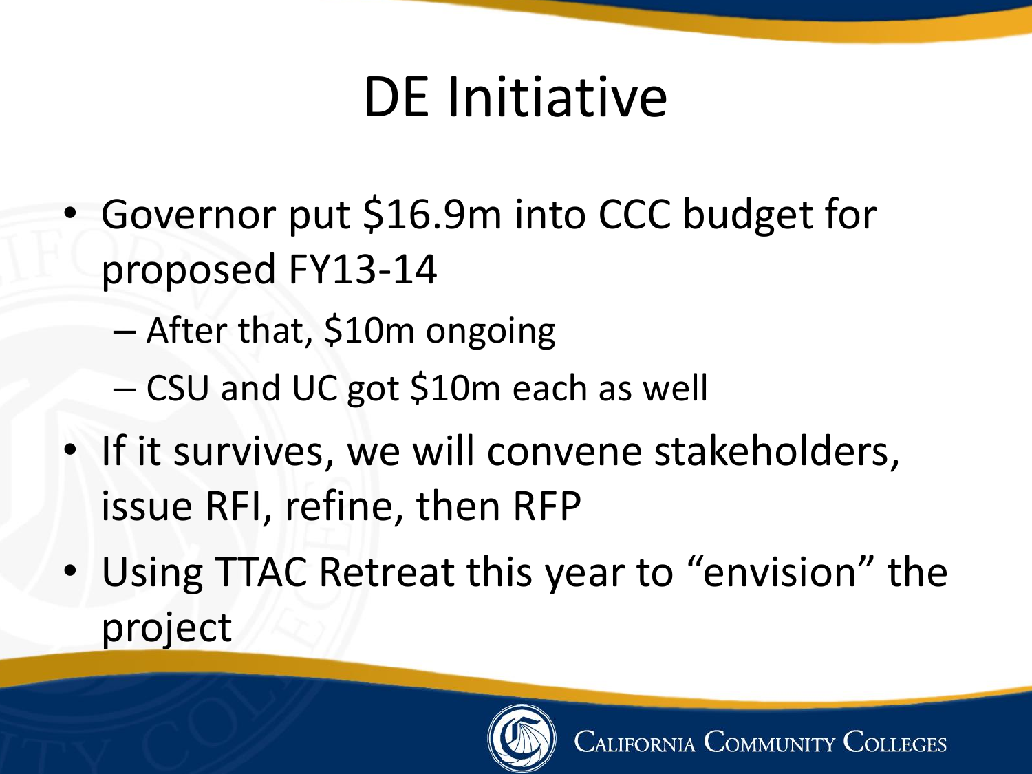# DE Initiative

- Governor put $16.9m into CCC budget for proposed FY13-14
  - After that, $10m ongoing
  - CSU and UC got $10m each as well
- If it survives, we will convene stakeholders, issue RFI, refine, then RFP
- Using TTAC Retreat this year to "envision" the project